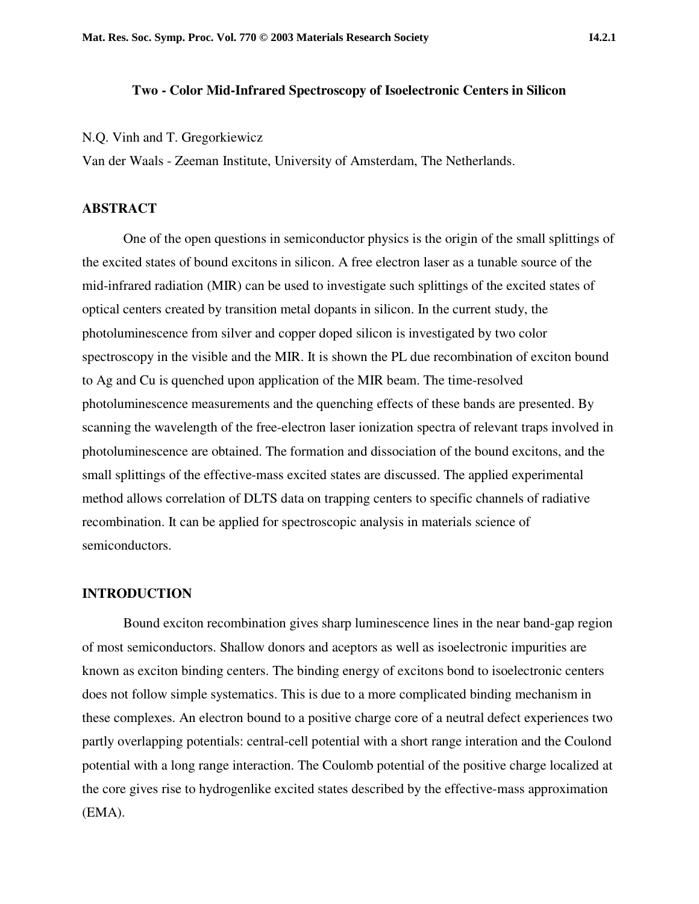# Two - Color Mid-Infrared Spectroscopy of Isoelectronic Centers in Silicon

N.Q. Vinh and T. Gregorkiewicz

Van der Waals - Zeeman Institute, University of Amsterdam, The Netherlands.

## ABSTRACT

One of the open questions in semiconductor physics is the origin of the small splittings of the excited states of bound excitons in silicon. A free electron laser as a tunable source of the mid-infrared radiation (MIR) can be used to investigate such splittings of the excited states of optical centers created by transition metal dopants in silicon. In the current study, the photoluminescence from silver and copper doped silicon is investigated by two color spectroscopy in the visible and the MIR. It is shown the PL due recombination of exciton bound to Ag and Cu is quenched upon application of the MIR beam. The time-resolved photoluminescence measurements and the quenching effects of these bands are presented. By scanning the wavelength of the free-electron laser ionization spectra of relevant traps involved in photoluminescence are obtained. The formation and dissociation of the bound excitons, and the small splittings of the effective-mass excited states are discussed. The applied experimental method allows correlation of DLTS data on trapping centers to specific channels of radiative recombination. It can be applied for spectroscopic analysis in materials science of semiconductors.

## INTRODUCTION

Bound exciton recombination gives sharp luminescence lines in the near band-gap region of most semiconductors. Shallow donors and aceptors as well as isoelectronic impurities are known as exciton binding centers. The binding energy of excitons bond to isoelectronic centers does not follow simple systematics. This is due to a more complicated binding mechanism in these complexes. An electron bound to a positive charge core of a neutral defect experiences two partly overlapping potentials: central-cell potential with a short range interation and the Coulond potential with a long range interaction. The Coulomb potential of the positive charge localized at the core gives rise to hydrogenlike excited states described by the effective-mass approximation (EMA).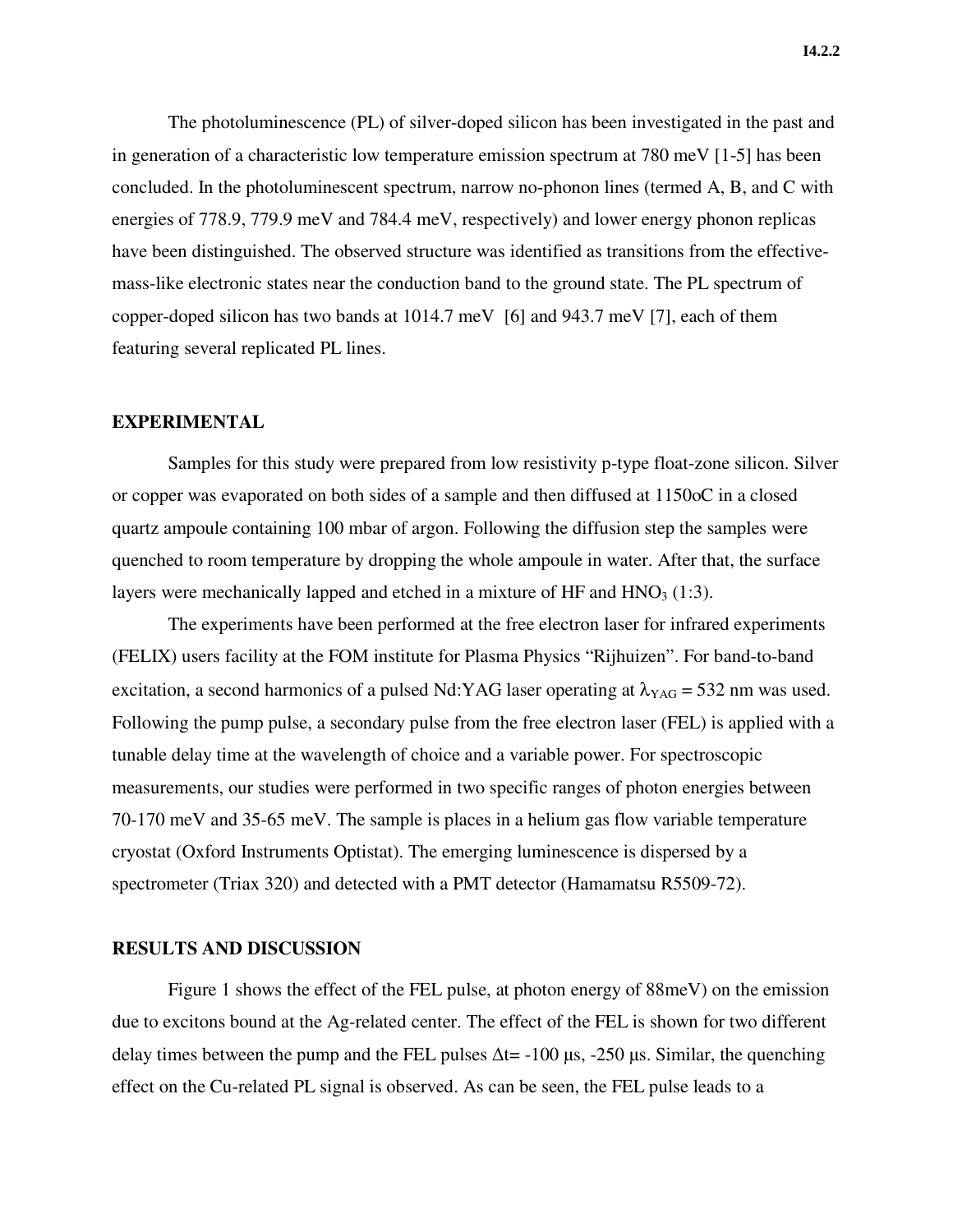The photoluminescence (PL) of silver-doped silicon has been investigated in the past and in generation of a characteristic low temperature emission spectrum at 780 meV [1-5] has been concluded. In the photoluminescent spectrum, narrow no-phonon lines (termed A, B, and C with energies of 778.9, 779.9 meV and 784.4 meV, respectively) and lower energy phonon replicas have been distinguished. The observed structure was identified as transitions from the effective-mass-like electronic states near the conduction band to the ground state. The PL spectrum of copper-doped silicon has two bands at 1014.7 meV [6] and 943.7 meV [7], each of them featuring several replicated PL lines.

## EXPERIMENTAL

Samples for this study were prepared from low resistivity p-type float-zone silicon. Silver or copper was evaporated on both sides of a sample and then diffused at 1150oC in a closed quartz ampoule containing 100 mbar of argon. Following the diffusion step the samples were quenched to room temperature by dropping the whole ampoule in water. After that, the surface layers were mechanically lapped and etched in a mixture of HF and $HNO_3$ (1:3).

The experiments have been performed at the free electron laser for infrared experiments (FELIX) users facility at the FOM institute for Plasma Physics "Rijhuizen". For band-to-band excitation, a second harmonics of a pulsed Nd:YAG laser operating at $\lambda_{YAG}$ = 532 nm was used. Following the pump pulse, a secondary pulse from the free electron laser (FEL) is applied with a tunable delay time at the wavelength of choice and a variable power. For spectroscopic measurements, our studies were performed in two specific ranges of photon energies between 70-170 meV and 35-65 meV. The sample is places in a helium gas flow variable temperature cryostat (Oxford Instruments Optistat). The emerging luminescence is dispersed by a spectrometer (Triax 320) and detected with a PMT detector (Hamamatsu R5509-72).

## RESULTS AND DISCUSSION

Figure 1 shows the effect of the FEL pulse, at photon energy of 88meV) on the emission due to excitons bound at the Ag-related center. The effect of the FEL is shown for two different delay times between the pump and the FEL pulses $\Delta t$= -100 µs, -250 µs. Similar, the quenching effect on the Cu-related PL signal is observed. As can be seen, the FEL pulse leads to a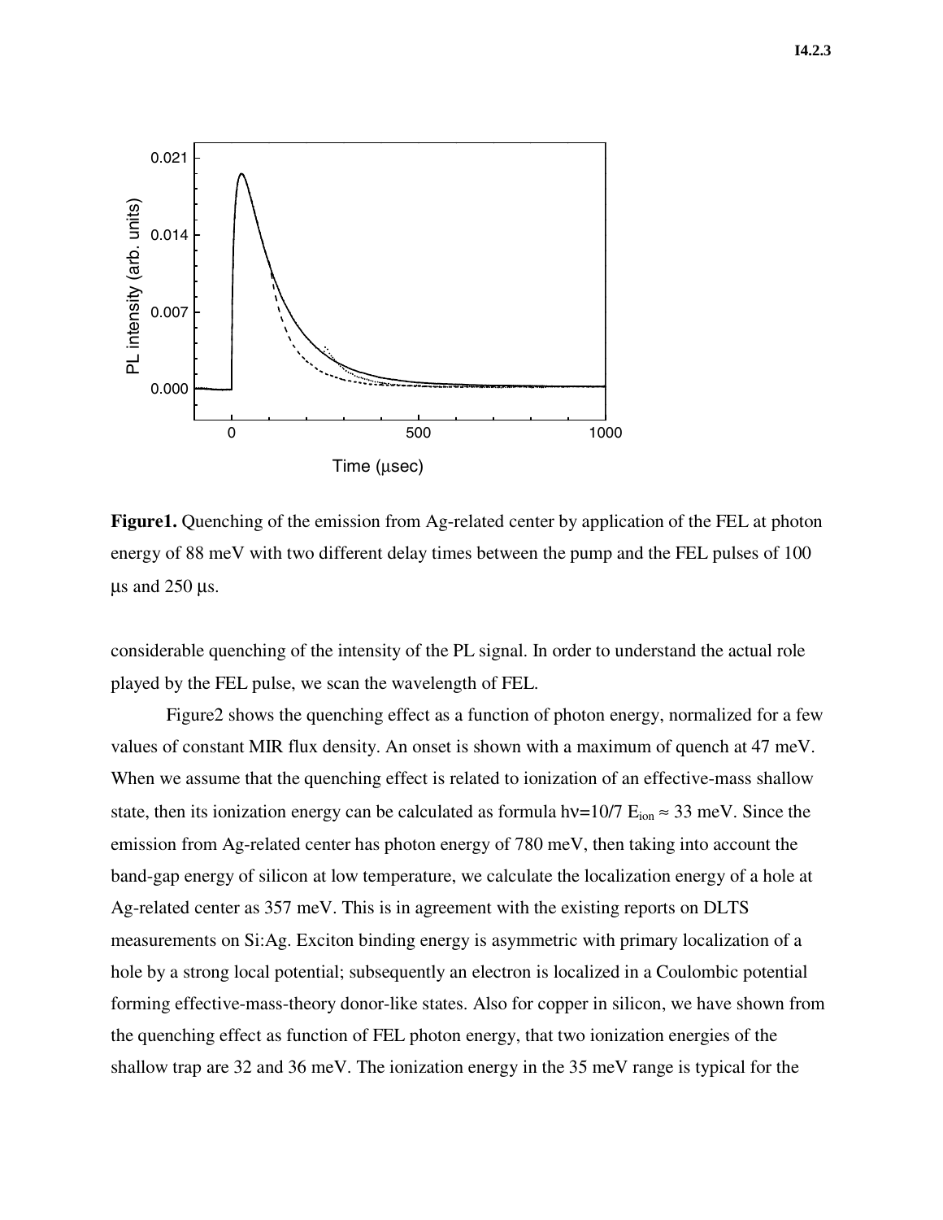**Figure1.** Quenching of the emission from Ag-related center by application of the FEL at photon energy of 88 meV with two different delay times between the pump and the FEL pulses of 100 μs and 250 μs.

considerable quenching of the intensity of the PL signal. In order to understand the actual role played by the FEL pulse, we scan the wavelength of FEL.

Figure2 shows the quenching effect as a function of photon energy, normalized for a few values of constant MIR flux density. An onset is shown with a maximum of quench at 47 meV. When we assume that the quenching effect is related to ionization of an effective-mass shallow state, then its ionization energy can be calculated as formula $h\nu = 10/7\ E_{ion} \approx 33$ meV. Since the emission from Ag-related center has photon energy of 780 meV, then taking into account the band-gap energy of silicon at low temperature, we calculate the localization energy of a hole at Ag-related center as 357 meV. This is in agreement with the existing reports on DLTS measurements on Si:Ag. Exciton binding energy is asymmetric with primary localization of a hole by a strong local potential; subsequently an electron is localized in a Coulombic potential forming effective-mass-theory donor-like states. Also for copper in silicon, we have shown from the quenching effect as function of FEL photon energy, that two ionization energies of the shallow trap are 32 and 36 meV. The ionization energy in the 35 meV range is typical for the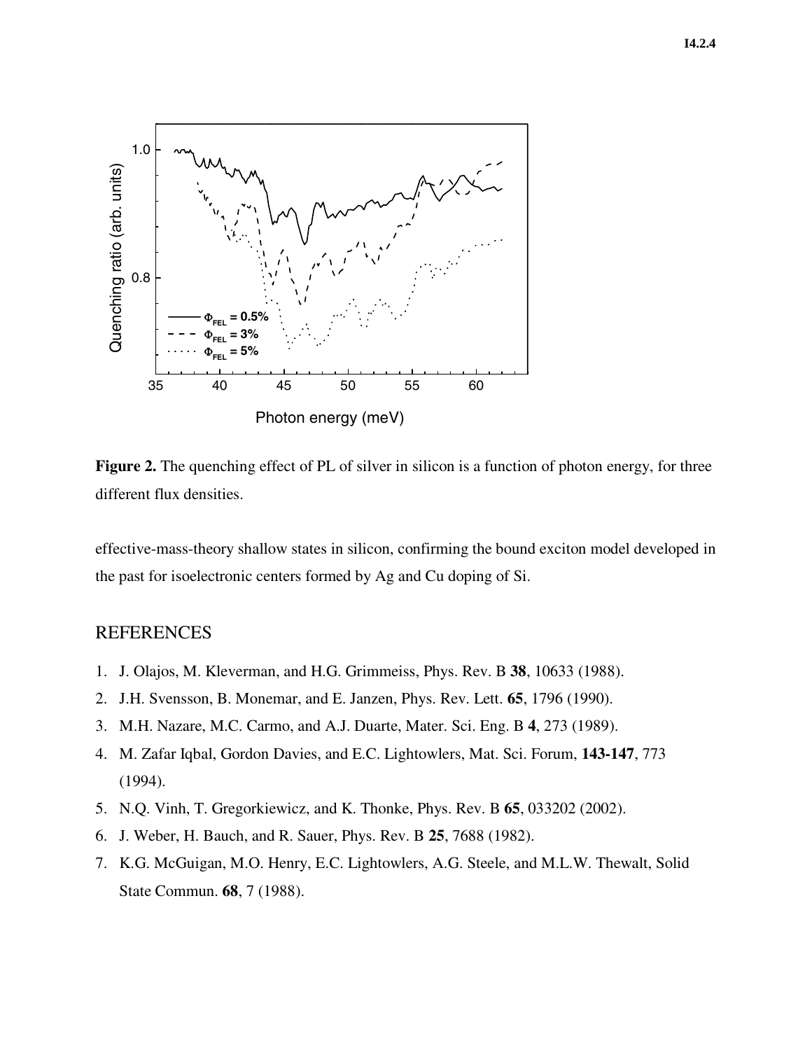1.0

0.8

Quenching ratio (arb. units)

$\Phi_{FEL}$ = 0.5%

$\Phi_{FEL}$ = 3%

$\Phi_{FEL}$ = 5%

35 40 45 50 55 60

Photon energy (meV)

**Figure 2.** The quenching effect of PL of silver in silicon is a function of photon energy, for three different flux densities.

effective-mass-theory shallow states in silicon, confirming the bound exciton model developed in the past for isoelectronic centers formed by Ag and Cu doping of Si.

## REFERENCES

1. J. Olajos, M. Kleverman, and H.G. Grimmeiss, Phys. Rev. B **38**, 10633 (1988).
2. J.H. Svensson, B. Monemar, and E. Janzen, Phys. Rev. Lett. **65**, 1796 (1990).
3. M.H. Nazare, M.C. Carmo, and A.J. Duarte, Mater. Sci. Eng. B **4**, 273 (1989).
4. M. Zafar Iqbal, Gordon Davies, and E.C. Lightowlers, Mat. Sci. Forum, **143-147**, 773 (1994).
5. N.Q. Vinh, T. Gregorkiewicz, and K. Thonke, Phys. Rev. B **65**, 033202 (2002).
6. J. Weber, H. Bauch, and R. Sauer, Phys. Rev. B **25**, 7688 (1982).
7. K.G. McGuigan, M.O. Henry, E.C. Lightowlers, A.G. Steele, and M.L.W. Thewalt, Solid State Commun. **68**, 7 (1988).